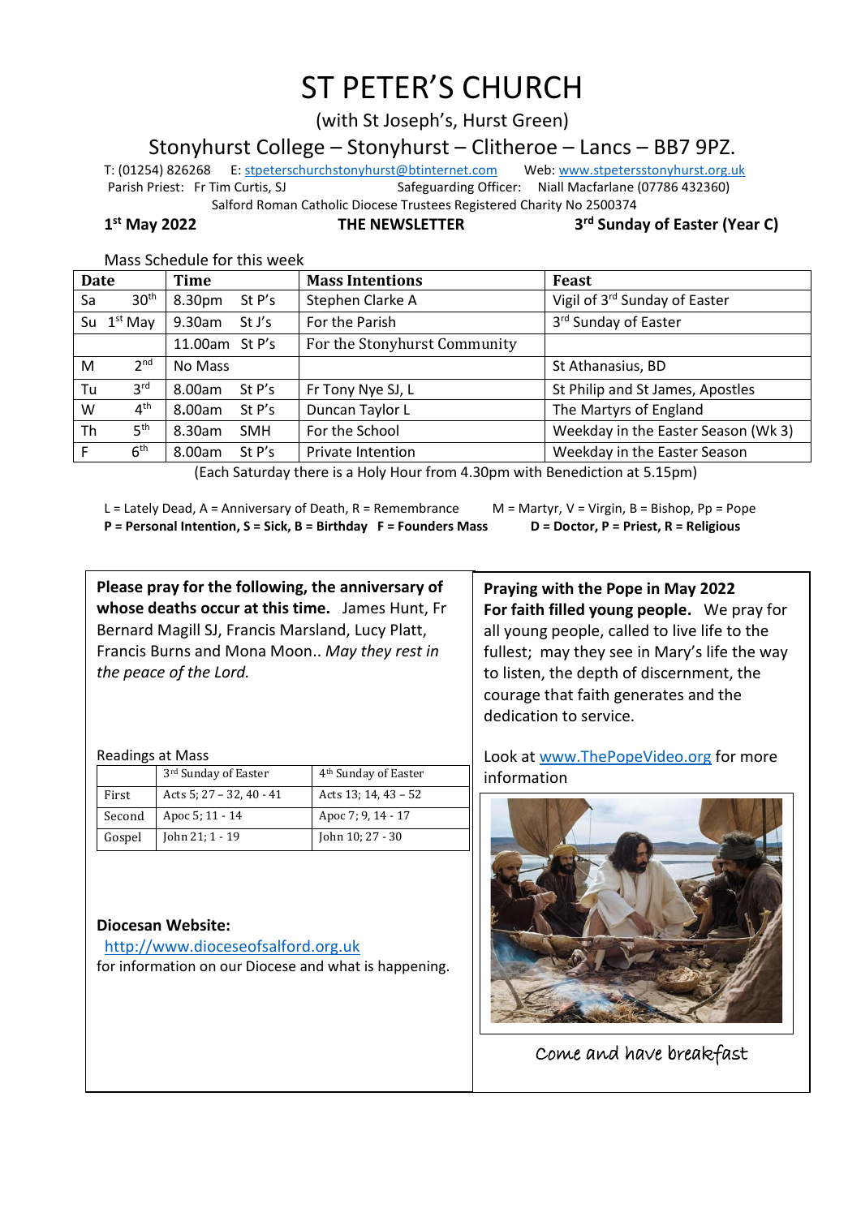# ST PETER'S CHURCH

(with St Joseph's, Hurst Green)

## Stonyhurst College – Stonyhurst – Clitheroe – Lancs – BB7 9PZ.

T: (01254) 826268 E: stpeterschurchstonyhurst@btinternet.com Web: www.stpetersstonyhurst.org.uk

Parish Priest: Fr Tim Curtis, SJ Safeguarding Officer: Niall Macfarlane (07786 432360)

Salford Roman Catholic Diocese Trustees Registered Charity No 2500374

**1st May 2022** **THE NEWSLETTER** **3rd Sunday of Easter (Year C)**

Mass Schedule for this week

| Date | Time | Mass Intentions | Feast |
|---|---|---|---|
| Sa 30th | 8.30pm St P's | Stephen Clarke A | Vigil of 3rd Sunday of Easter |
| Su 1st May | 9.30am St J's | For the Parish | 3rd Sunday of Easter |
| | 11.00am St P's | For the Stonyhurst Community | |
| M 2nd | No Mass | | St Athanasius, BD |
| Tu 3rd | 8.00am St P's | Fr Tony Nye SJ, L | St Philip and St James, Apostles |
| W 4th | 8.00am St P's | Duncan Taylor L | The Martyrs of England |
| Th 5th | 8.30am SMH | For the School | Weekday in the Easter Season (Wk 3) |
| F 6th | 8.00am St P's | Private Intention | Weekday in the Easter Season |

(Each Saturday there is a Holy Hour from 4.30pm with Benediction at 5.15pm)

L = Lately Dead, A = Anniversary of Death, R = Remembrance M = Martyr, V = Virgin, B = Bishop, Pp = Pope
**P = Personal Intention, S = Sick, B = Birthday F = Founders Mass D = Doctor, P = Priest, R = Religious**

**Please pray for the following, the anniversary of whose deaths occur at this time.** James Hunt, Fr Bernard Magill SJ, Francis Marsland, Lucy Platt, Francis Burns and Mona Moon.. *May they rest in the peace of the Lord.*

Readings at Mass

| | 3rd Sunday of Easter | 4th Sunday of Easter |
|---|---|---|
| First | Acts 5; 27 – 32, 40 - 41 | Acts 13; 14, 43 – 52 |
| Second | Apoc 5; 11 - 14 | Apoc 7; 9, 14 - 17 |
| Gospel | John 21; 1 - 19 | John 10; 27 - 30 |

**Diocesan Website:**
http://www.dioceseofsalford.org.uk
for information on our Diocese and what is happening.

**Praying with the Pope in May 2022**
**For faith filled young people.** We pray for all young people, called to live life to the fullest; may they see in Mary's life the way to listen, the depth of discernment, the courage that faith generates and the dedication to service.

Look at www.ThePopeVideo.org for more information

Come and have breakfast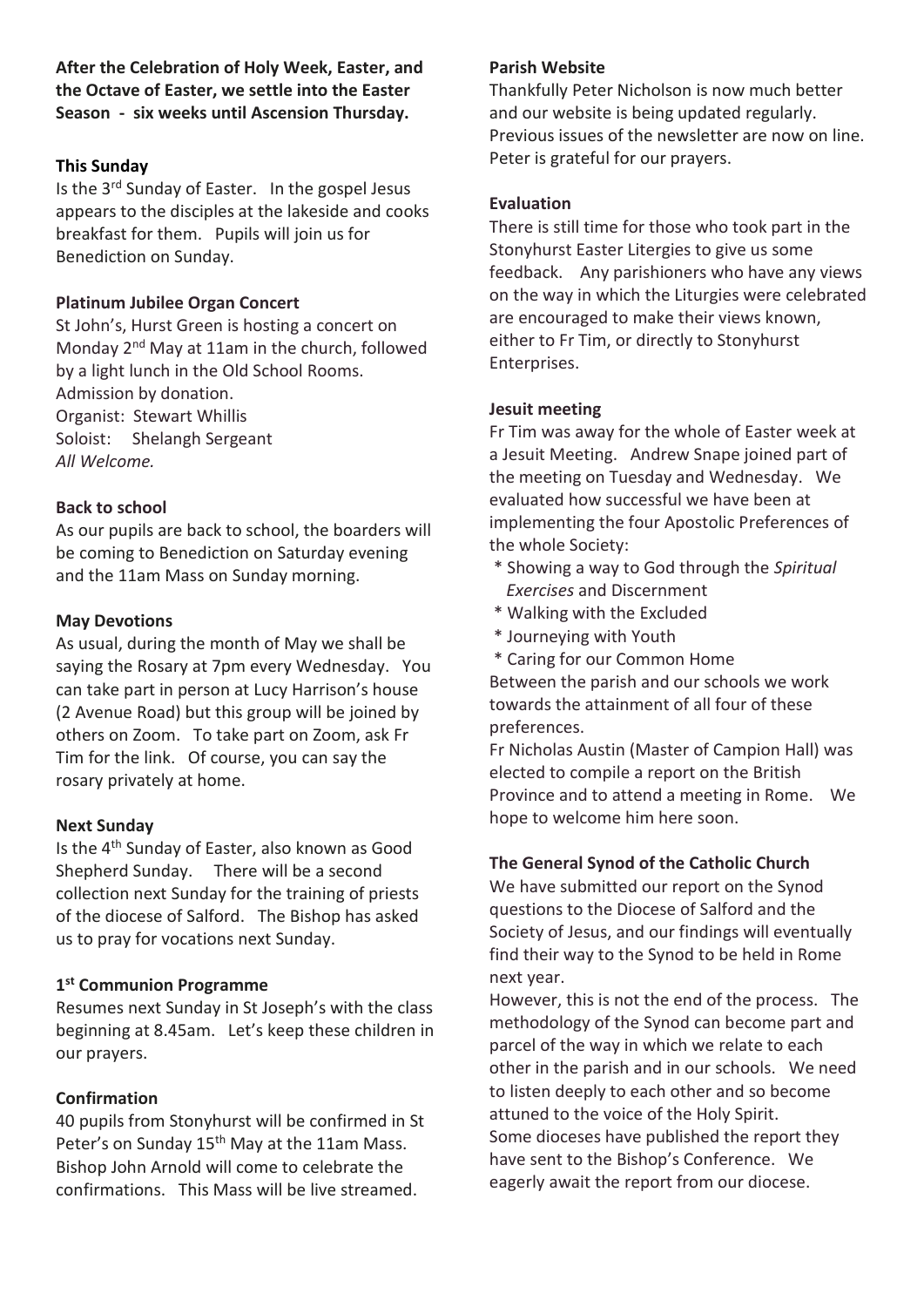**After the Celebration of Holy Week, Easter, and the Octave of Easter, we settle into the Easter Season - six weeks until Ascension Thursday.**

**This Sunday**

Is the 3rd Sunday of Easter. In the gospel Jesus appears to the disciples at the lakeside and cooks breakfast for them. Pupils will join us for Benediction on Sunday.

**Platinum Jubilee Organ Concert**

St John's, Hurst Green is hosting a concert on Monday 2nd May at 11am in the church, followed by a light lunch in the Old School Rooms.
Admission by donation.
Organist: Stewart Whillis
Soloist: Shelangh Sergeant
*All Welcome.*

**Back to school**

As our pupils are back to school, the boarders will be coming to Benediction on Saturday evening and the 11am Mass on Sunday morning.

**May Devotions**

As usual, during the month of May we shall be saying the Rosary at 7pm every Wednesday. You can take part in person at Lucy Harrison's house (2 Avenue Road) but this group will be joined by others on Zoom. To take part on Zoom, ask Fr Tim for the link. Of course, you can say the rosary privately at home.

**Next Sunday**

Is the 4th Sunday of Easter, also known as Good Shepherd Sunday. There will be a second collection next Sunday for the training of priests of the diocese of Salford. The Bishop has asked us to pray for vocations next Sunday.

**1st Communion Programme**

Resumes next Sunday in St Joseph's with the class beginning at 8.45am. Let's keep these children in our prayers.

**Confirmation**

40 pupils from Stonyhurst will be confirmed in St Peter's on Sunday 15th May at the 11am Mass. Bishop John Arnold will come to celebrate the confirmations. This Mass will be live streamed.

**Parish Website**

Thankfully Peter Nicholson is now much better and our website is being updated regularly. Previous issues of the newsletter are now on line. Peter is grateful for our prayers.

**Evaluation**

There is still time for those who took part in the Stonyhurst Easter Litergies to give us some feedback. Any parishioners who have any views on the way in which the Liturgies were celebrated are encouraged to make their views known, either to Fr Tim, or directly to Stonyhurst Enterprises.

**Jesuit meeting**

Fr Tim was away for the whole of Easter week at a Jesuit Meeting. Andrew Snape joined part of the meeting on Tuesday and Wednesday. We evaluated how successful we have been at implementing the four Apostolic Preferences of the whole Society:

* Showing a way to God through the *Spiritual Exercises* and Discernment
* Walking with the Excluded
* Journeying with Youth
* Caring for our Common Home

Between the parish and our schools we work towards the attainment of all four of these preferences.

Fr Nicholas Austin (Master of Campion Hall) was elected to compile a report on the British Province and to attend a meeting in Rome. We hope to welcome him here soon.

**The General Synod of the Catholic Church**

We have submitted our report on the Synod questions to the Diocese of Salford and the Society of Jesus, and our findings will eventually find their way to the Synod to be held in Rome next year.

However, this is not the end of the process. The methodology of the Synod can become part and parcel of the way in which we relate to each other in the parish and in our schools. We need to listen deeply to each other and so become attuned to the voice of the Holy Spirit.

Some dioceses have published the report they have sent to the Bishop's Conference. We eagerly await the report from our diocese.